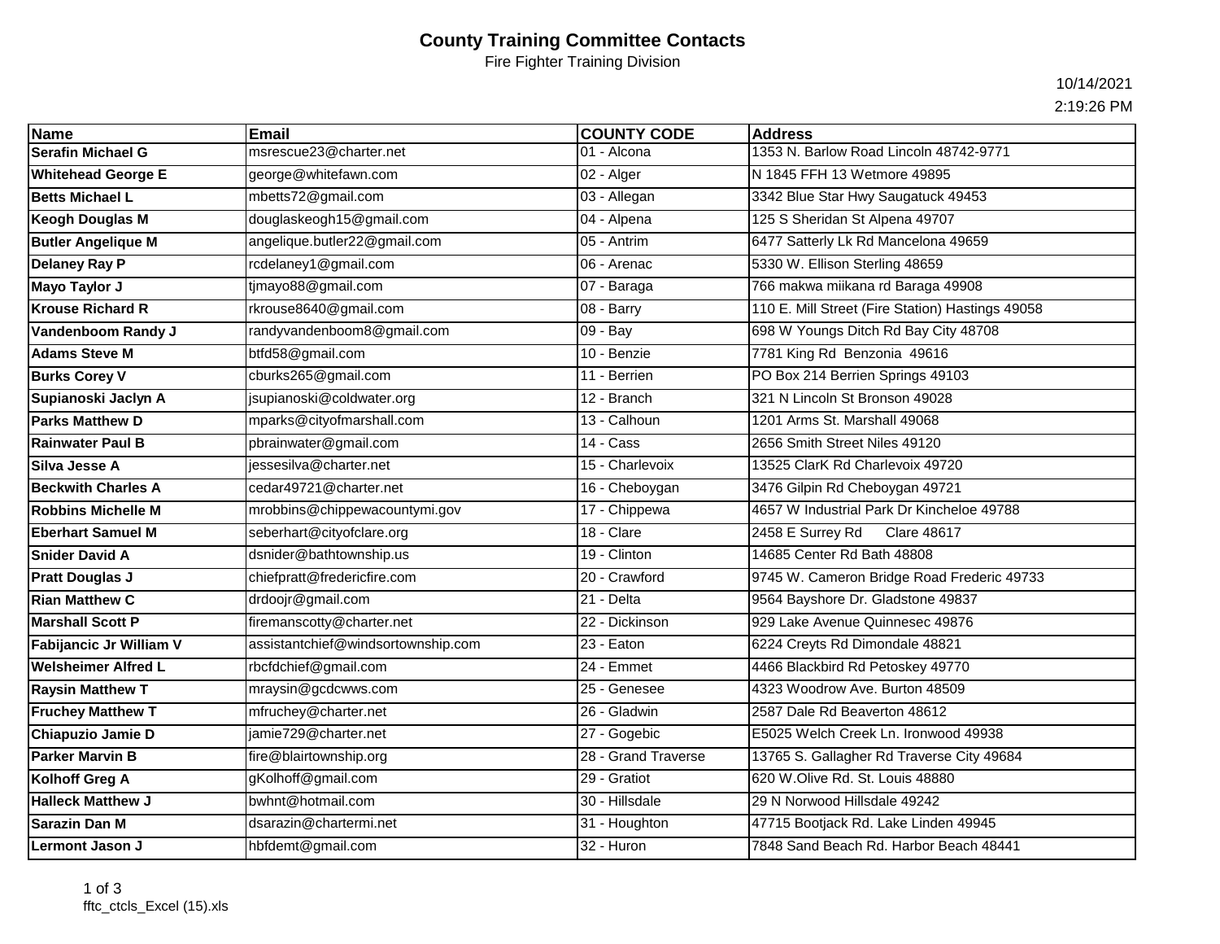# County Training Committee Contacts

Fire Fighter Training Division

10/14/2021

2:19:26 PM

| Name | Email | COUNTY CODE | Address |
|---|---|---|---|
| **Serafin Michael G** | msrescue23@charter.net | 01 - Alcona | 1353 N. Barlow Road Lincoln 48742-9771 |
| **Whitehead George E** | george@whitefawn.com | 02 - Alger | N 1845 FFH 13 Wetmore 49895 |
| **Betts Michael L** | mbetts72@gmail.com | 03 - Allegan | 3342 Blue Star Hwy Saugatuck 49453 |
| **Keogh Douglas M** | douglaskeogh15@gmail.com | 04 - Alpena | 125 S Sheridan St Alpena 49707 |
| **Butler Angelique M** | angelique.butler22@gmail.com | 05 - Antrim | 6477 Satterly Lk Rd Mancelona 49659 |
| **Delaney Ray P** | rcdelaney1@gmail.com | 06 - Arenac | 5330 W. Ellison Sterling 48659 |
| **Mayo Taylor J** | tjmayo88@gmail.com | 07 - Baraga | 766 makwa miikana rd Baraga 49908 |
| **Krouse Richard R** | rkrouse8640@gmail.com | 08 - Barry | 110 E. Mill Street (Fire Station) Hastings 49058 |
| **Vandenboom Randy J** | randyvandenboom8@gmail.com | 09 - Bay | 698 W Youngs Ditch Rd Bay City 48708 |
| **Adams Steve M** | btfd58@gmail.com | 10 - Benzie | 7781 King Rd Benzonia 49616 |
| **Burks Corey V** | cburks265@gmail.com | 11 - Berrien | PO Box 214 Berrien Springs 49103 |
| **Supianoski Jaclyn A** | jsupianoski@coldwater.org | 12 - Branch | 321 N Lincoln St Bronson 49028 |
| **Parks Matthew D** | mparks@cityofmarshall.com | 13 - Calhoun | 1201 Arms St. Marshall 49068 |
| **Rainwater Paul B** | pbrainwater@gmail.com | 14 - Cass | 2656 Smith Street Niles 49120 |
| **Silva Jesse A** | jessesilva@charter.net | 15 - Charlevoix | 13525 ClarK Rd Charlevoix 49720 |
| **Beckwith Charles A** | cedar49721@charter.net | 16 - Cheboygan | 3476 Gilpin Rd Cheboygan 49721 |
| **Robbins Michelle M** | mrobbins@chippewacountymi.gov | 17 - Chippewa | 4657 W Industrial Park Dr Kincheloe 49788 |
| **Eberhart Samuel M** | seberhart@cityofclare.org | 18 - Clare | 2458 E Surrey Rd Clare 48617 |
| **Snider David A** | dsnider@bathtownship.us | 19 - Clinton | 14685 Center Rd Bath 48808 |
| **Pratt Douglas J** | chiefpratt@fredericfire.com | 20 - Crawford | 9745 W. Cameron Bridge Road Frederic 49733 |
| **Rian Matthew C** | drdoojr@gmail.com | 21 - Delta | 9564 Bayshore Dr. Gladstone 49837 |
| **Marshall Scott P** | firemanscotty@charter.net | 22 - Dickinson | 929 Lake Avenue Quinnesec 49876 |
| **Fabijancic Jr William V** | assistantchief@windsortownship.com | 23 - Eaton | 6224 Creyts Rd Dimondale 48821 |
| **Welsheimer Alfred L** | rbcfdchief@gmail.com | 24 - Emmet | 4466 Blackbird Rd Petoskey 49770 |
| **Raysin Matthew T** | mraysin@gcdcwws.com | 25 - Genesee | 4323 Woodrow Ave. Burton 48509 |
| **Fruchey Matthew T** | mfruchey@charter.net | 26 - Gladwin | 2587 Dale Rd Beaverton 48612 |
| **Chiapuzio Jamie D** | jamie729@charter.net | 27 - Gogebic | E5025 Welch Creek Ln. Ironwood 49938 |
| **Parker Marvin B** | fire@blairtownship.org | 28 - Grand Traverse | 13765 S. Gallagher Rd Traverse City 49684 |
| **Kolhoff Greg A** | gKolhoff@gmail.com | 29 - Gratiot | 620 W.Olive Rd. St. Louis 48880 |
| **Halleck Matthew J** | bwhnt@hotmail.com | 30 - Hillsdale | 29 N Norwood Hillsdale 49242 |
| **Sarazin Dan M** | dsarazin@chartermi.net | 31 - Houghton | 47715 Bootjack Rd. Lake Linden 49945 |
| **Lermont Jason J** | hbfdemt@gmail.com | 32 - Huron | 7848 Sand Beach Rd. Harbor Beach 48441 |

fftc_ctcls_Excel (15).xls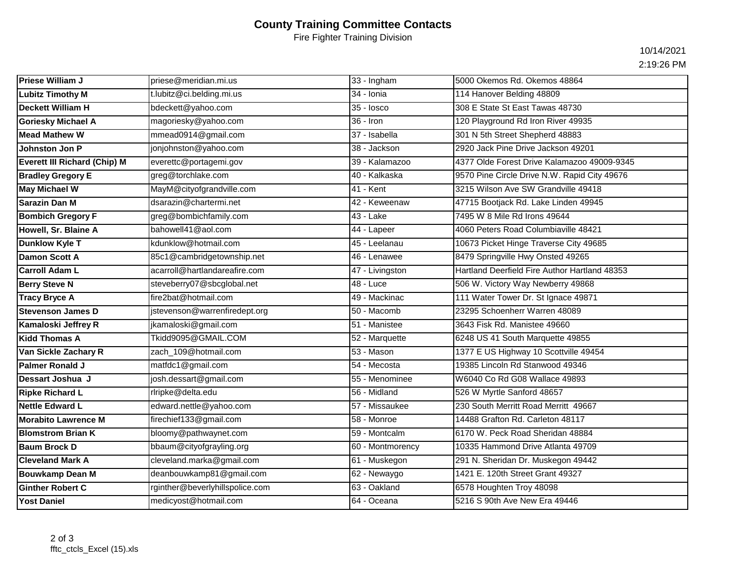# County Training Committee Contacts

Fire Fighter Training Division

10/14/2021

2:19:26 PM

| | | | |
|---|---|---|---|
| **Priese William J** | priese@meridian.mi.us | 33 - Ingham | 5000 Okemos Rd. Okemos 48864 |
| **Lubitz Timothy M** | t.lubitz@ci.belding.mi.us | 34 - Ionia | 114 Hanover Belding 48809 |
| **Deckett William H** | bdeckett@yahoo.com | 35 - Iosco | 308 E State St East Tawas 48730 |
| **Goriesky Michael A** | magoriesky@yahoo.com | 36 - Iron | 120 Playground Rd Iron River 49935 |
| **Mead Mathew W** | mmead0914@gmail.com | 37 - Isabella | 301 N 5th Street Shepherd 48883 |
| **Johnston Jon P** | jonjohnston@yahoo.com | 38 - Jackson | 2920 Jack Pine Drive Jackson 49201 |
| **Everett III Richard (Chip) M** | everettc@portagemi.gov | 39 - Kalamazoo | 4377 Olde Forest Drive Kalamazoo 49009-9345 |
| **Bradley Gregory E** | greg@torchlake.com | 40 - Kalkaska | 9570 Pine Circle Drive N.W. Rapid City 49676 |
| **May Michael W** | MayM@cityofgrandville.com | 41 - Kent | 3215 Wilson Ave SW Grandville 49418 |
| **Sarazin Dan M** | dsarazin@chartermi.net | 42 - Keweenaw | 47715 Bootjack Rd. Lake Linden 49945 |
| **Bombich Gregory F** | greg@bombichfamily.com | 43 - Lake | 7495 W 8 Mile Rd Irons 49644 |
| **Howell, Sr. Blaine A** | bahowell41@aol.com | 44 - Lapeer | 4060 Peters Road Columbiaville 48421 |
| **Dunklow Kyle T** | kdunklow@hotmail.com | 45 - Leelanau | 10673 Picket Hinge Traverse City 49685 |
| **Damon Scott A** | 85c1@cambridgetownship.net | 46 - Lenawee | 8479 Springville Hwy Onsted 49265 |
| **Carroll Adam L** | acarroll@hartlandareafire.com | 47 - Livingston | Hartland Deerfield Fire Author Hartland 48353 |
| **Berry Steve N** | steveberry07@sbcglobal.net | 48 - Luce | 506 W. Victory Way Newberry 49868 |
| **Tracy Bryce A** | fire2bat@hotmail.com | 49 - Mackinac | 111 Water Tower Dr. St Ignace 49871 |
| **Stevenson James D** | jstevenson@warrenfiredept.org | 50 - Macomb | 23295 Schoenherr Warren 48089 |
| **Kamaloski Jeffrey R** | jkamaloski@gmail.com | 51 - Manistee | 3643 Fisk Rd. Manistee 49660 |
| **Kidd Thomas A** | Tkidd9095@GMAIL.COM | 52 - Marquette | 6248 US 41 South Marquette 49855 |
| **Van Sickle Zachary R** | zach_109@hotmail.com | 53 - Mason | 1377 E US Highway 10 Scottville 49454 |
| **Palmer Ronald J** | matfdc1@gmail.com | 54 - Mecosta | 19385 Lincoln Rd Stanwood 49346 |
| **Dessart Joshua J** | josh.dessart@gmail.com | 55 - Menominee | W6040 Co Rd G08 Wallace 49893 |
| **Ripke Richard L** | rlripke@delta.edu | 56 - Midland | 526 W Myrtle Sanford 48657 |
| **Nettle Edward L** | edward.nettle@yahoo.com | 57 - Missaukee | 230 South Merritt Road Merritt 49667 |
| **Morabito Lawrence M** | firechief133@gmail.com | 58 - Monroe | 14488 Grafton Rd. Carleton 48117 |
| **Blomstrom Brian K** | bloomy@pathwaynet.com | 59 - Montcalm | 6170 W. Peck Road Sheridan 48884 |
| **Baum Brock D** | bbaum@cityofgrayling.org | 60 - Montmorency | 10335 Hammond Drive Atlanta 49709 |
| **Cleveland Mark A** | cleveland.marka@gmail.com | 61 - Muskegon | 291 N. Sheridan Dr. Muskegon 49442 |
| **Bouwkamp Dean M** | deanbouwkamp81@gmail.com | 62 - Newaygo | 1421 E. 120th Street Grant 49327 |
| **Ginther Robert C** | rginther@beverlyhillspolice.com | 63 - Oakland | 6578 Houghten Troy 48098 |
| **Yost Daniel** | medicyost@hotmail.com | 64 - Oceana | 5216 S 90th Ave New Era 49446 |

fftc_ctcls_Excel (15).xls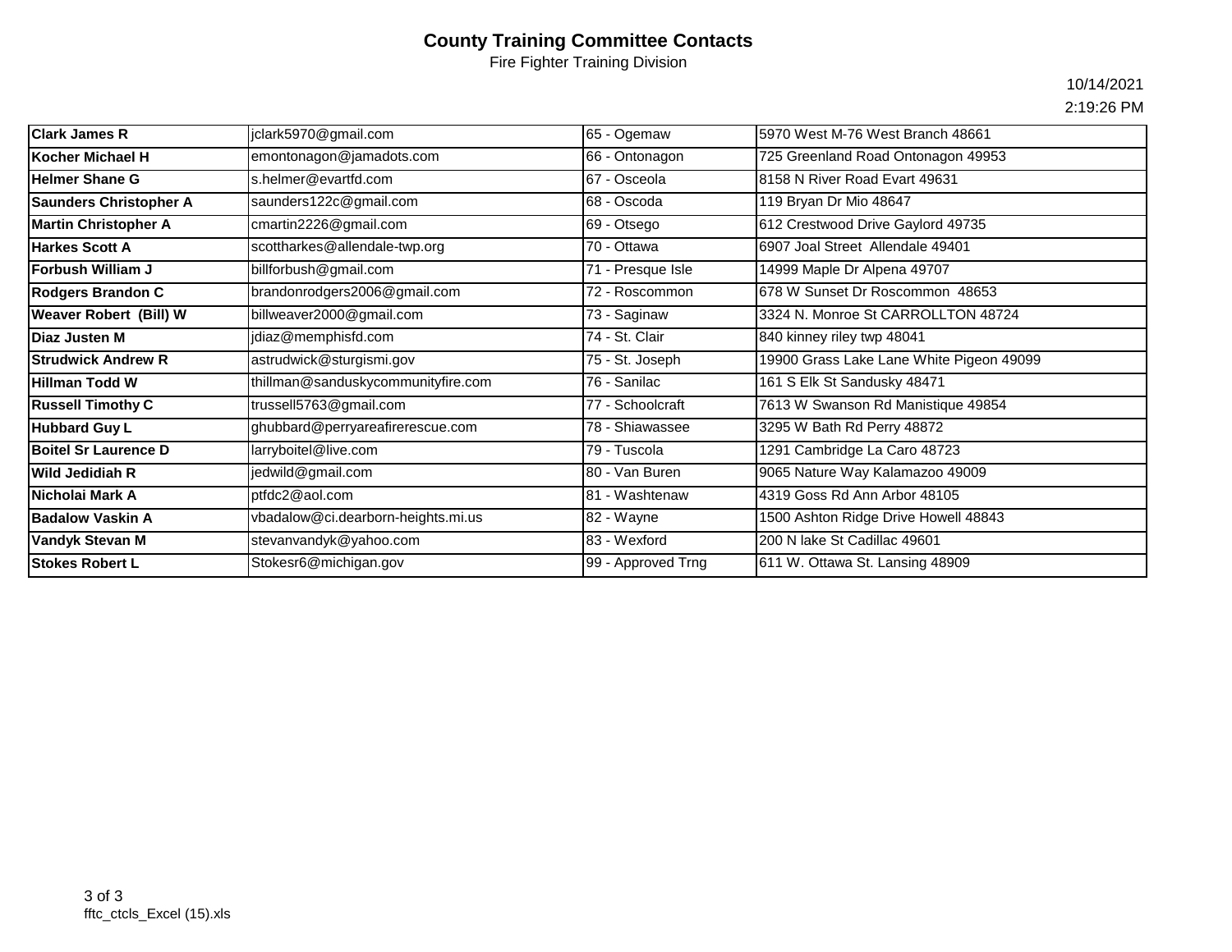# County Training Committee Contacts

Fire Fighter Training Division

10/14/2021

2:19:26 PM

| | | | |
|---|---|---|---|
| **Clark James R** | jclark5970@gmail.com | 65 - Ogemaw | 5970 West M-76 West Branch 48661 |
| **Kocher Michael H** | emontonagon@jamadots.com | 66 - Ontonagon | 725 Greenland Road Ontonagon 49953 |
| **Helmer Shane G** | s.helmer@evartfd.com | 67 - Osceola | 8158 N River Road Evart 49631 |
| **Saunders Christopher A** | saunders122c@gmail.com | 68 - Oscoda | 119 Bryan Dr Mio 48647 |
| **Martin Christopher A** | cmartin2226@gmail.com | 69 - Otsego | 612 Crestwood Drive Gaylord 49735 |
| **Harkes Scott A** | scottharkes@allendale-twp.org | 70 - Ottawa | 6907 Joal Street Allendale 49401 |
| **Forbush William J** | billforbush@gmail.com | 71 - Presque Isle | 14999 Maple Dr Alpena 49707 |
| **Rodgers Brandon C** | brandonrodgers2006@gmail.com | 72 - Roscommon | 678 W Sunset Dr Roscommon 48653 |
| **Weaver Robert (Bill) W** | billweaver2000@gmail.com | 73 - Saginaw | 3324 N. Monroe St CARROLLTON 48724 |
| **Diaz Justen M** | jdiaz@memphisfd.com | 74 - St. Clair | 840 kinney riley twp 48041 |
| **Strudwick Andrew R** | astrudwick@sturgismi.gov | 75 - St. Joseph | 19900 Grass Lake Lane White Pigeon 49099 |
| **Hillman Todd W** | thillman@sanduskycommunityfire.com | 76 - Sanilac | 161 S Elk St Sandusky 48471 |
| **Russell Timothy C** | trussell5763@gmail.com | 77 - Schoolcraft | 7613 W Swanson Rd Manistique 49854 |
| **Hubbard Guy L** | ghubbard@perryareafirerescue.com | 78 - Shiawassee | 3295 W Bath Rd Perry 48872 |
| **Boitel Sr Laurence D** | larryboitel@live.com | 79 - Tuscola | 1291 Cambridge La Caro 48723 |
| **Wild Jedidiah R** | jedwild@gmail.com | 80 - Van Buren | 9065 Nature Way Kalamazoo 49009 |
| **Nicholai Mark A** | ptfdc2@aol.com | 81 - Washtenaw | 4319 Goss Rd Ann Arbor 48105 |
| **Badalow Vaskin A** | vbadalow@ci.dearborn-heights.mi.us | 82 - Wayne | 1500 Ashton Ridge Drive Howell 48843 |
| **Vandyk Stevan M** | stevanvandyk@yahoo.com | 83 - Wexford | 200 N lake St Cadillac 49601 |
| **Stokes Robert L** | Stokesr6@michigan.gov | 99 - Approved Trng | 611 W. Ottawa St. Lansing 48909 |

fftc_ctcls_Excel (15).xls